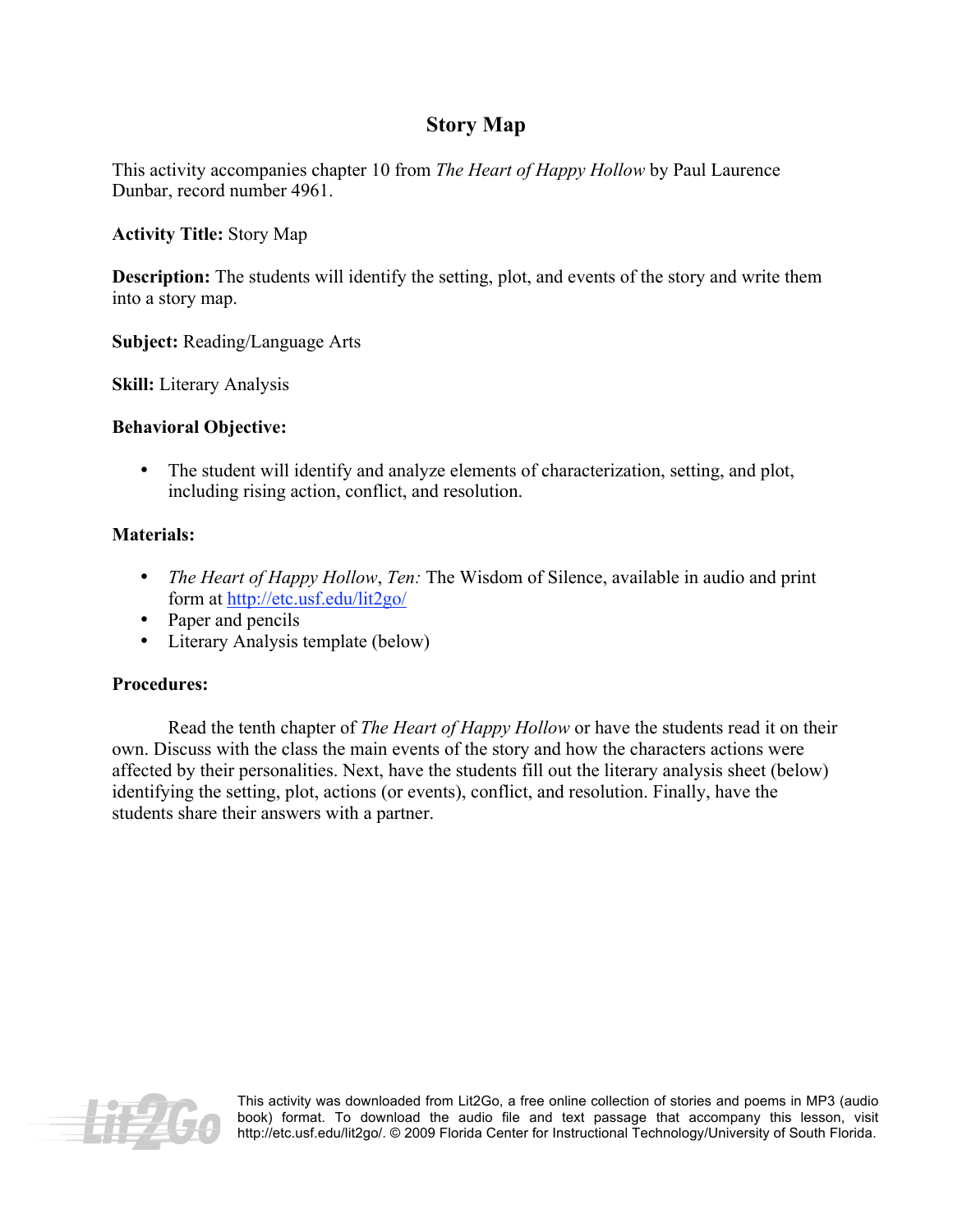# Story Map

This activity accompanies chapter 10 from *The Heart of Happy Hollow* by Paul Laurence Dunbar, record number 4961.

**Activity Title:** Story Map

**Description:** The students will identify the setting, plot, and events of the story and write them into a story map.

**Subject:** Reading/Language Arts

**Skill:** Literary Analysis

**Behavioral Objective:**

- The student will identify and analyze elements of characterization, setting, and plot, including rising action, conflict, and resolution.

**Materials:**

- *The Heart of Happy Hollow*, *Ten:* The Wisdom of Silence, available in audio and print form at http://etc.usf.edu/lit2go/
- Paper and pencils
- Literary Analysis template (below)

**Procedures:**

Read the tenth chapter of *The Heart of Happy Hollow* or have the students read it on their own. Discuss with the class the main events of the story and how the characters actions were affected by their personalities. Next, have the students fill out the literary analysis sheet (below) identifying the setting, plot, actions (or events), conflict, and resolution. Finally, have the students share their answers with a partner.

This activity was downloaded from Lit2Go, a free online collection of stories and poems in MP3 (audio book) format. To download the audio file and text passage that accompany this lesson, visit http://etc.usf.edu/lit2go/. © 2009 Florida Center for Instructional Technology/University of South Florida.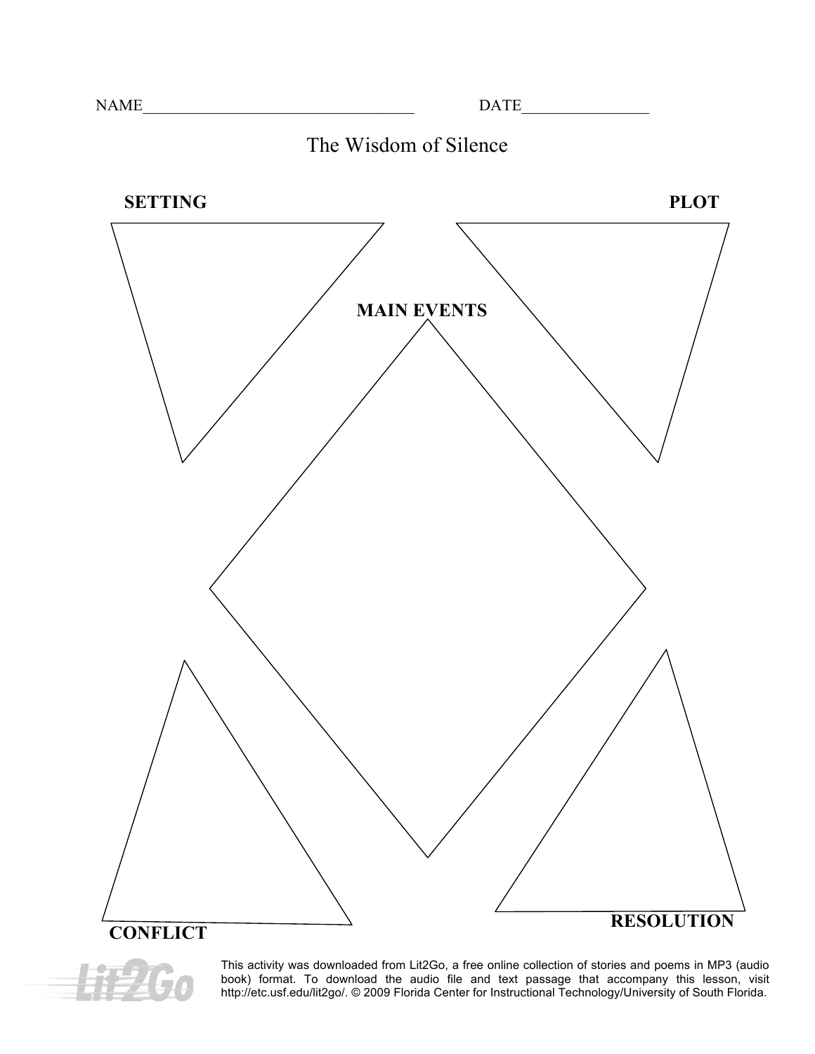NAME__________________________________ DATE________________

# The Wisdom of Silence

**SETTING**

**PLOT**

**MAIN EVENTS**

**CONFLICT**

**RESOLUTION**

Lit2Go

This activity was downloaded from Lit2Go, a free online collection of stories and poems in MP3 (audio book) format. To download the audio file and text passage that accompany this lesson, visit http://etc.usf.edu/lit2go/. © 2009 Florida Center for Instructional Technology/University of South Florida.